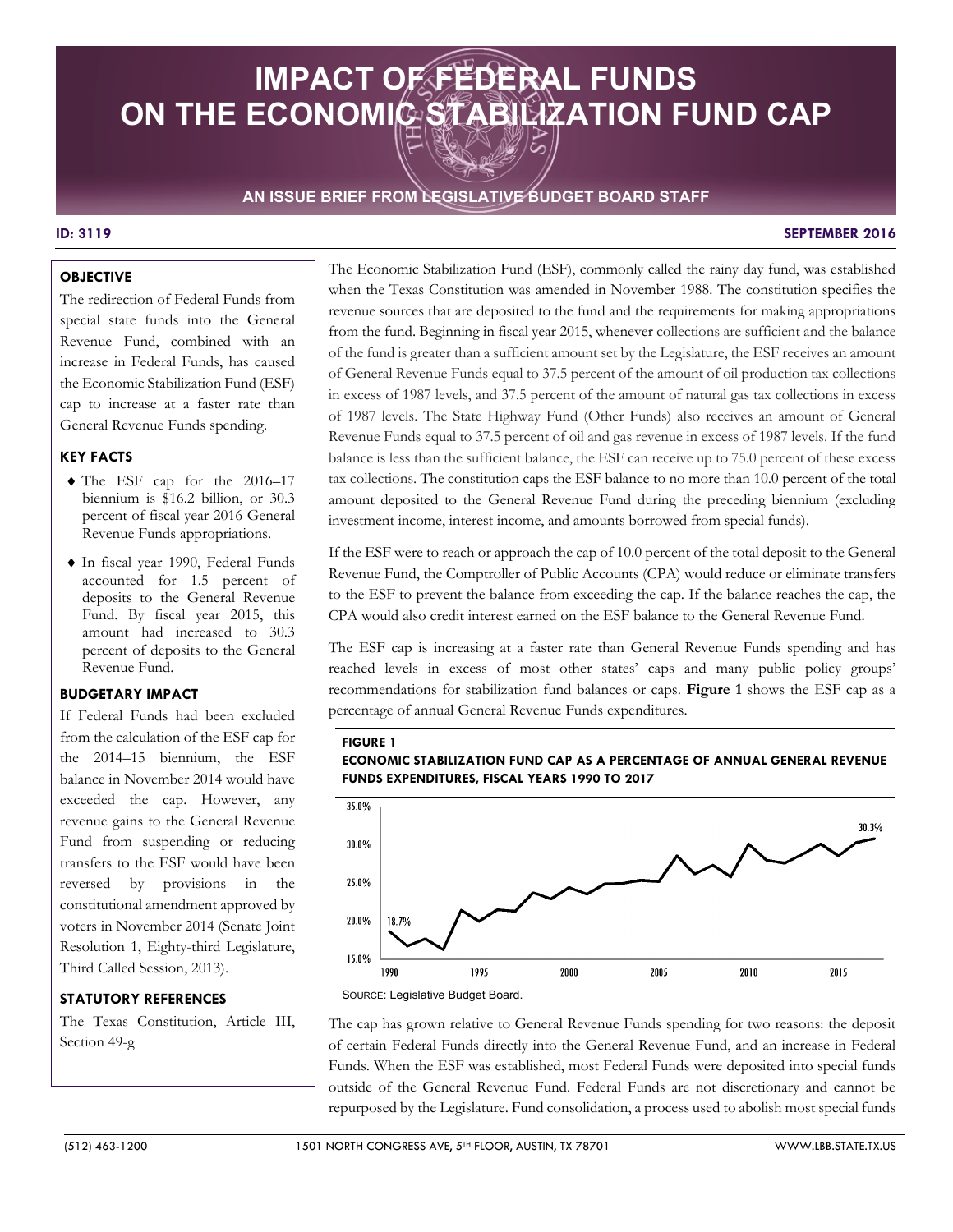# IMPACT OF FEDERAL FUNDS ON THE ECONOMIC STABILIZATION FUND CAP

**AN ISSUE BRIEF FROM LEGISLATIVE BUDGET BOARD STAFF**

**ID: 3119** **SEPTEMBER 2016**

### OBJECTIVE

The redirection of Federal Funds from special state funds into the General Revenue Fund, combined with an increase in Federal Funds, has caused the Economic Stabilization Fund (ESF) cap to increase at a faster rate than General Revenue Funds spending.

### KEY FACTS

- The ESF cap for the 2016–17 biennium is $16.2 billion, or 30.3 percent of fiscal year 2016 General Revenue Funds appropriations.
- In fiscal year 1990, Federal Funds accounted for 1.5 percent of deposits to the General Revenue Fund. By fiscal year 2015, this amount had increased to 30.3 percent of deposits to the General Revenue Fund.

### BUDGETARY IMPACT

If Federal Funds had been excluded from the calculation of the ESF cap for the 2014–15 biennium, the ESF balance in November 2014 would have exceeded the cap. However, any revenue gains to the General Revenue Fund from suspending or reducing transfers to the ESF would have been reversed by provisions in the constitutional amendment approved by voters in November 2014 (Senate Joint Resolution 1, Eighty-third Legislature, Third Called Session, 2013).

### STATUTORY REFERENCES

The Texas Constitution, Article III, Section 49-g

The Economic Stabilization Fund (ESF), commonly called the rainy day fund, was established when the Texas Constitution was amended in November 1988. The constitution specifies the revenue sources that are deposited to the fund and the requirements for making appropriations from the fund. Beginning in fiscal year 2015, whenever collections are sufficient and the balance of the fund is greater than a sufficient amount set by the Legislature, the ESF receives an amount of General Revenue Funds equal to 37.5 percent of the amount of oil production tax collections in excess of 1987 levels, and 37.5 percent of the amount of natural gas tax collections in excess of 1987 levels. The State Highway Fund (Other Funds) also receives an amount of General Revenue Funds equal to 37.5 percent of oil and gas revenue in excess of 1987 levels. If the fund balance is less than the sufficient balance, the ESF can receive up to 75.0 percent of these excess tax collections. The constitution caps the ESF balance to no more than 10.0 percent of the total amount deposited to the General Revenue Fund during the preceding biennium (excluding investment income, interest income, and amounts borrowed from special funds).

If the ESF were to reach or approach the cap of 10.0 percent of the total deposit to the General Revenue Fund, the Comptroller of Public Accounts (CPA) would reduce or eliminate transfers to the ESF to prevent the balance from exceeding the cap. If the balance reaches the cap, the CPA would also credit interest earned on the ESF balance to the General Revenue Fund.

The ESF cap is increasing at a faster rate than General Revenue Funds spending and has reached levels in excess of most other states' caps and many public policy groups' recommendations for stabilization fund balances or caps. **Figure 1** shows the ESF cap as a percentage of annual General Revenue Funds expenditures.

**FIGURE 1**
**ECONOMIC STABILIZATION FUND CAP AS A PERCENTAGE OF ANNUAL GENERAL REVENUE FUNDS EXPENDITURES, FISCAL YEARS 1990 TO 2017**

[Line chart: y-axis 15.0% to 35.0%; x-axis 1990 to 2015; starts at 18.7% in 1990 and ends at 30.3%]

SOURCE: Legislative Budget Board.

The cap has grown relative to General Revenue Funds spending for two reasons: the deposit of certain Federal Funds directly into the General Revenue Fund, and an increase in Federal Funds. When the ESF was established, most Federal Funds were deposited into special funds outside of the General Revenue Fund. Federal Funds are not discretionary and cannot be repurposed by the Legislature. Fund consolidation, a process used to abolish most special funds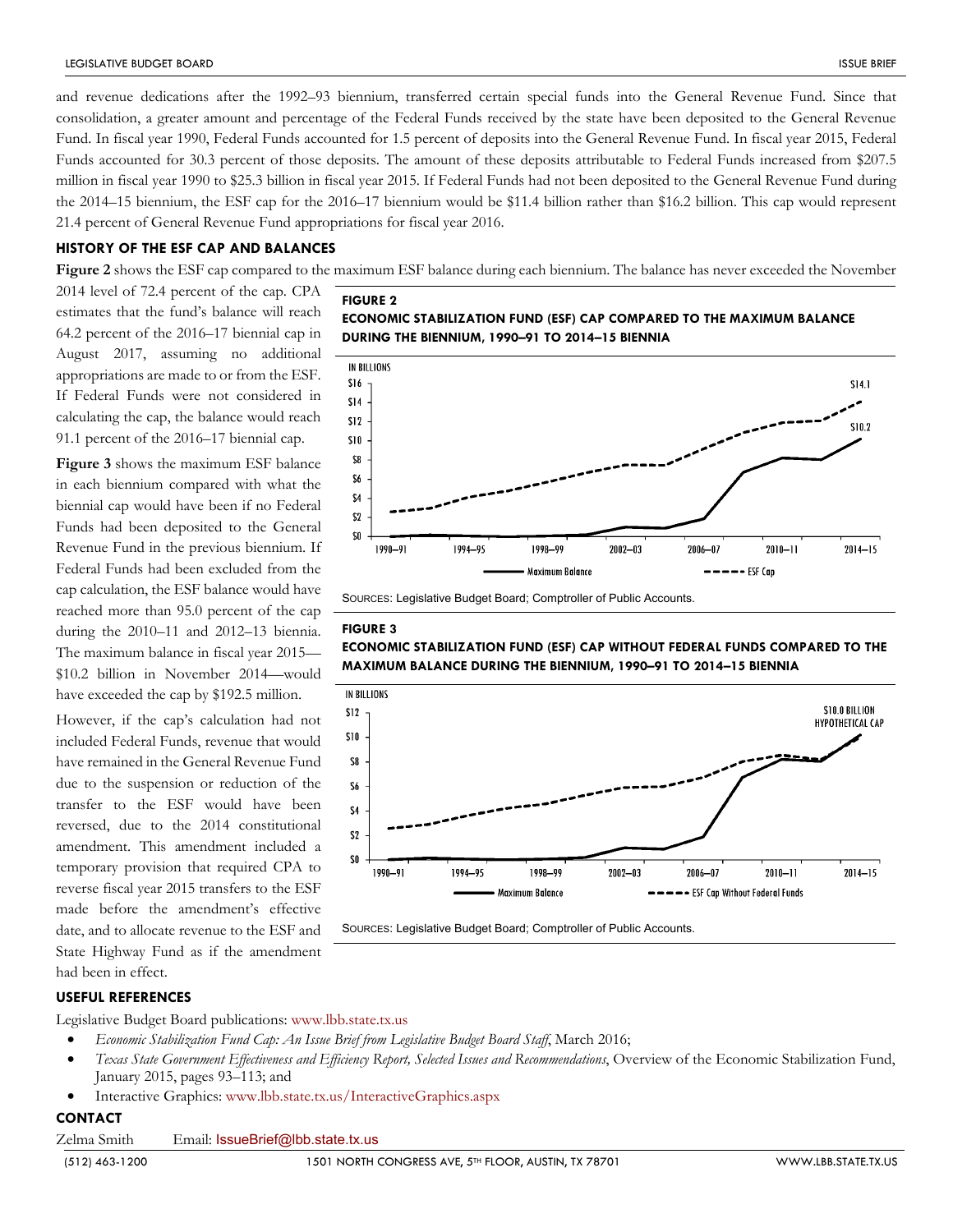and revenue dedications after the 1992–93 biennium, transferred certain special funds into the General Revenue Fund. Since that consolidation, a greater amount and percentage of the Federal Funds received by the state have been deposited to the General Revenue Fund. In fiscal year 1990, Federal Funds accounted for 1.5 percent of deposits into the General Revenue Fund. In fiscal year 2015, Federal Funds accounted for 30.3 percent of those deposits. The amount of these deposits attributable to Federal Funds increased from $207.5 million in fiscal year 1990 to $25.3 billion in fiscal year 2015. If Federal Funds had not been deposited to the General Revenue Fund during the 2014–15 biennium, the ESF cap for the 2016–17 biennium would be $11.4 billion rather than $16.2 billion. This cap would represent 21.4 percent of General Revenue Fund appropriations for fiscal year 2016.

## HISTORY OF THE ESF CAP AND BALANCES

**Figure 2** shows the ESF cap compared to the maximum ESF balance during each biennium. The balance has never exceeded the November 2014 level of 72.4 percent of the cap. CPA estimates that the fund's balance will reach 64.2 percent of the 2016–17 biennial cap in August 2017, assuming no additional appropriations are made to or from the ESF. If Federal Funds were not considered in calculating the cap, the balance would reach 91.1 percent of the 2016–17 biennial cap.

**Figure 3** shows the maximum ESF balance in each biennium compared with what the biennial cap would have been if no Federal Funds had been deposited to the General Revenue Fund in the previous biennium. If Federal Funds had been excluded from the cap calculation, the ESF balance would have reached more than 95.0 percent of the cap during the 2010–11 and 2012–13 biennia. The maximum balance in fiscal year 2015—$10.2 billion in November 2014—would have exceeded the cap by $192.5 million.

However, if the cap's calculation had not included Federal Funds, revenue that would have remained in the General Revenue Fund due to the suspension or reduction of the transfer to the ESF would have been reversed, due to the 2014 constitutional amendment. This amendment included a temporary provision that required CPA to reverse fiscal year 2015 transfers to the ESF made before the amendment's effective date, and to allocate revenue to the ESF and State Highway Fund as if the amendment had been in effect.

**FIGURE 2**
**ECONOMIC STABILIZATION FUND (ESF) CAP COMPARED TO THE MAXIMUM BALANCE DURING THE BIENNIUM, 1990–91 TO 2014–15 BIENNIA**

IN BILLIONS
$16
$14
$12
$10
$8
$6
$4
$2
$0
1990–91
1994–95
1998–99
2002–03
2006–07
2010–11
2014–15
$14.1
$10.2
Maximum Balance
ESF Cap

SOURCES: Legislative Budget Board; Comptroller of Public Accounts.

**FIGURE 3**
**ECONOMIC STABILIZATION FUND (ESF) CAP WITHOUT FEDERAL FUNDS COMPARED TO THE MAXIMUM BALANCE DURING THE BIENNIUM, 1990–91 TO 2014–15 BIENNIA**

IN BILLIONS
$12
$10
$8
$6
$4
$2
$0
1990–91
1994–95
1998–99
2002–03
2006–07
2010–11
2014–15
$10.0 BILLION HYPOTHETICAL CAP
Maximum Balance
ESF Cap Without Federal Funds

SOURCES: Legislative Budget Board; Comptroller of Public Accounts.

## USEFUL REFERENCES

Legislative Budget Board publications: www.lbb.state.tx.us

- *Economic Stabilization Fund Cap: An Issue Brief from Legislative Budget Board Staff*, March 2016;
- *Texas State Government Effectiveness and Efficiency Report, Selected Issues and Recommendations*, Overview of the Economic Stabilization Fund, January 2015, pages 93–113; and
- Interactive Graphics: www.lbb.state.tx.us/InteractiveGraphics.aspx

## CONTACT

Zelma Smith Email: IssueBrief@lbb.state.tx.us